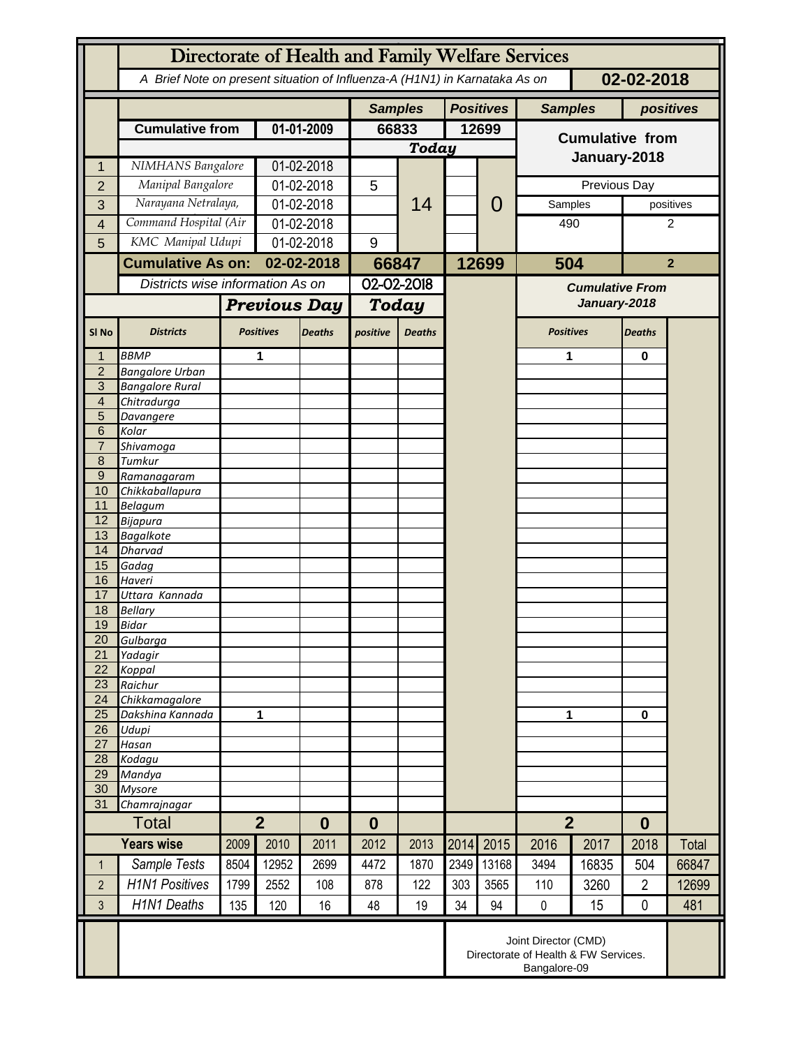# Directorate of Health and Family Welfare Services

*A Brief Note on present situation of Influenza-A (H1N1) in Karnataka As on* **02-02-2018**

| | | | Samples | Positives | Samples | positives |
|---|---|---|---|---|---|---|
| | **Cumulative from** | **01-01-2009** | **66833** | **12699** | **Cumulative from January-2018** | |
| | | | ***Today*** | | | |
| 1 | NIMHANS Bangalore | 01-02-2018 | | | | |
| 2 | Manipal Bangalore | 01-02-2018 | 5 | | Previous Day | |
| 3 | Narayana Netralaya, | 01-02-2018 | 14 | 0 | Samples | positives |
| 4 | Command Hospital (Air | 01-02-2018 | | | 490 | 2 |
| 5 | KMC Manipal Udupi | 01-02-2018 | 9 | | | |
| | **Cumulative As on:** | **02-02-2018** | **66847** | **12699** | **504** | **2** |

*Districts wise information As on* 02-02-2018

| Sl No | Districts | Previous Day Positives | Previous Day Deaths | Today positive | Today Deaths | Cumulative From January-2018 Positives | Cumulative From January-2018 Deaths |
|---|---|---|---|---|---|---|---|
| 1 | BBMP | 1 | | | | 1 | 0 |
| 2 | Bangalore Urban | | | | | | |
| 3 | Bangalore Rural | | | | | | |
| 4 | Chitradurga | | | | | | |
| 5 | Davangere | | | | | | |
| 6 | Kolar | | | | | | |
| 7 | Shivamoga | | | | | | |
| 8 | Tumkur | | | | | | |
| 9 | Ramanagaram | | | | | | |
| 10 | Chikkaballapura | | | | | | |
| 11 | Belagum | | | | | | |
| 12 | Bijapura | | | | | | |
| 13 | Bagalkote | | | | | | |
| 14 | Dharvad | | | | | | |
| 15 | Gadag | | | | | | |
| 16 | Haveri | | | | | | |
| 17 | Uttara Kannada | | | | | | |
| 18 | Bellary | | | | | | |
| 19 | Bidar | | | | | | |
| 20 | Gulbarga | | | | | | |
| 21 | Yadagir | | | | | | |
| 22 | Koppal | | | | | | |
| 23 | Raichur | | | | | | |
| 24 | Chikkamagalore | | | | | | |
| 25 | Dakshina Kannada | 1 | | | | 1 | 0 |
| 26 | Udupi | | | | | | |
| 27 | Hasan | | | | | | |
| 28 | Kodagu | | | | | | |
| 29 | Mandya | | | | | | |
| 30 | Mysore | | | | | | |
| 31 | Chamrajnagar | | | | | | |
| | **Total** | **2** | **0** | **0** | | **2** | **0** |

| | Years wise | 2009 | 2010 | 2011 | 2012 | 2013 | 2014 | 2015 | 2016 | 2017 | 2018 | Total |
|---|---|---|---|---|---|---|---|---|---|---|---|---|
| 1 | Sample Tests | 8504 | 12952 | 2699 | 4472 | 1870 | 2349 | 13168 | 3494 | 16835 | 504 | 66847 |
| 2 | H1N1 Positives | 1799 | 2552 | 108 | 878 | 122 | 303 | 3565 | 110 | 3260 | 2 | 12699 |
| 3 | H1N1 Deaths | 135 | 120 | 16 | 48 | 19 | 34 | 94 | 0 | 15 | 0 | 481 |

Joint Director (CMD)
Directorate of Health & FW Services.
Bangalore-09